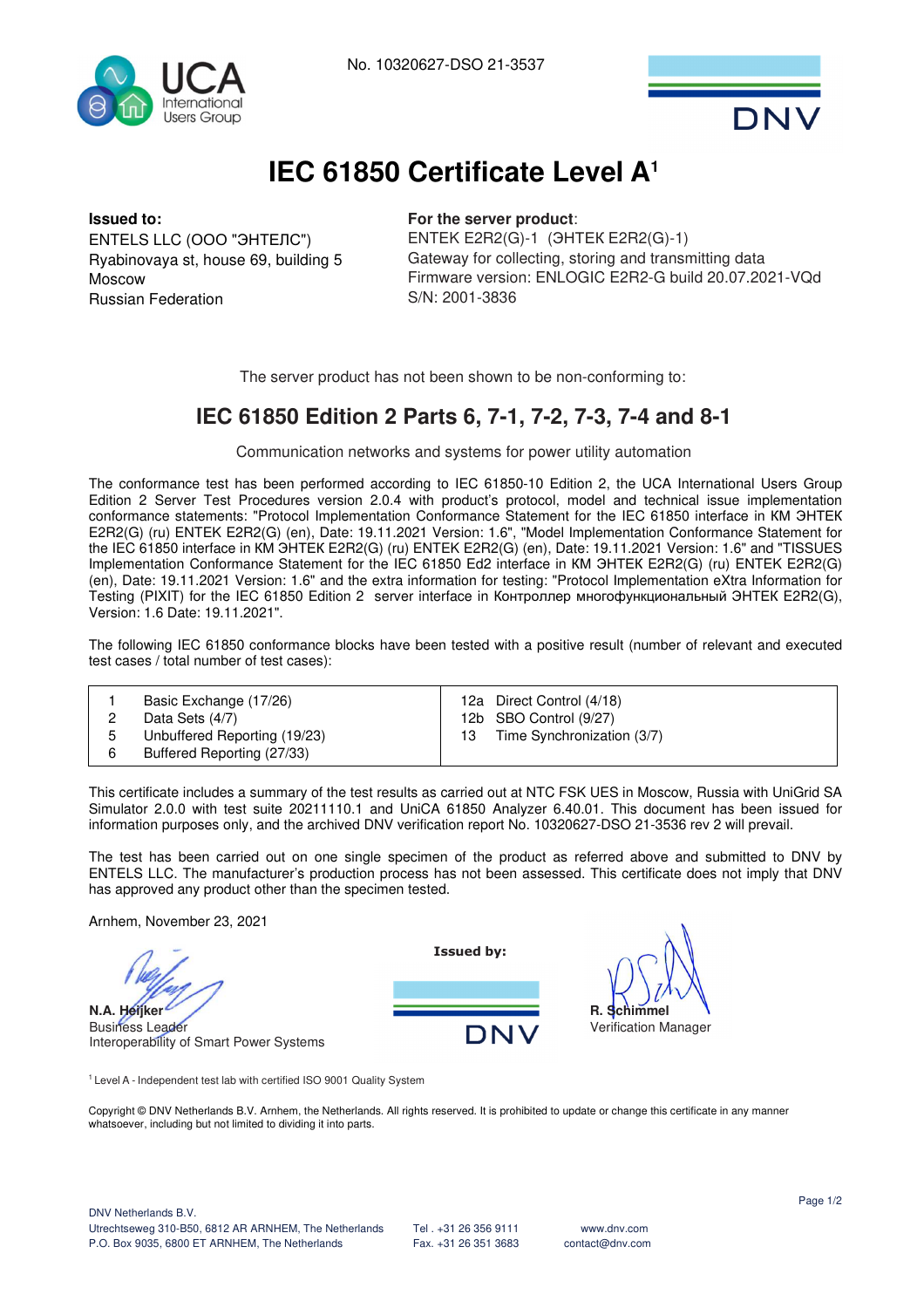No. 10320627-DSO 21-3537

# IEC 61850 Certificate Level A[1]

**Issued to:**
ENTELS LLC (ООО "ЭНТЕЛС")
Ryabinovaya st, house 69, building 5
Moscow
Russian Federation

**For the server product**:
ENTEK E2R2(G)-1 (ЭНТЕК E2R2(G)-1)
Gateway for collecting, storing and transmitting data
Firmware version: ENLOGIC E2R2-G build 20.07.2021-VQd
S/N: 2001-3836

The server product has not been shown to be non-conforming to:

## IEC 61850 Edition 2 Parts 6, 7-1, 7-2, 7-3, 7-4 and 8-1

Communication networks and systems for power utility automation

The conformance test has been performed according to IEC 61850-10 Edition 2, the UCA International Users Group Edition 2 Server Test Procedures version 2.0.4 with product's protocol, model and technical issue implementation conformance statements: "Protocol Implementation Conformance Statement for the IEC 61850 interface in KM ЭНТЕК E2R2(G) (ru) ENTEK E2R2(G) (en), Date: 19.11.2021 Version: 1.6", "Model Implementation Conformance Statement for the IEC 61850 interface in KM ЭНТЕК E2R2(G) (ru) ENTEK E2R2(G) (en), Date: 19.11.2021 Version: 1.6" and "TISSUES Implementation Conformance Statement for the IEC 61850 Ed2 interface in KM ЭНТЕК E2R2(G) (ru) ENTEK E2R2(G) (en), Date: 19.11.2021 Version: 1.6" and the extra information for testing: "Protocol Implementation eXtra Information for Testing (PIXIT) for the IEC 61850 Edition 2 server interface in Контроллер многофункциональный ЭНТЕК E2R2(G), Version: 1.6 Date: 19.11.2021".

The following IEC 61850 conformance blocks have been tested with a positive result (number of relevant and executed test cases / total number of test cases):

| | | | |
|---|---|---|---|
| 1 | Basic Exchange (17/26) | 12a | Direct Control (4/18) |
| 2 | Data Sets (4/7) | 12b | SBO Control (9/27) |
| 5 | Unbuffered Reporting (19/23) | 13 | Time Synchronization (3/7) |
| 6 | Buffered Reporting (27/33) | | |

This certificate includes a summary of the test results as carried out at NTC FSK UES in Moscow, Russia with UniGrid SA Simulator 2.0.0 with test suite 20211110.1 and UniCA 61850 Analyzer 6.40.01. This document has been issued for information purposes only, and the archived DNV verification report No. 10320627-DSO 21-3536 rev 2 will prevail.

The test has been carried out on one single specimen of the product as referred above and submitted to DNV by ENTELS LLC. The manufacturer's production process has not been assessed. This certificate does not imply that DNV has approved any product other than the specimen tested.

Arnhem, November 23, 2021

**N.A. Heijker**
Business Leader
Interoperability of Smart Power Systems

**Issued by:**
DNV

**R. Schimmel**
Verification Manager

[1] Level A - Independent test lab with certified ISO 9001 Quality System

Copyright © DNV Netherlands B.V. Arnhem, the Netherlands. All rights reserved. It is prohibited to update or change this certificate in any manner whatsoever, including but not limited to dividing it into parts.

DNV Netherlands B.V.
Utrechtseweg 310-B50, 6812 AR ARNHEM, The Netherlands
P.O. Box 9035, 6800 ET ARNHEM, The Netherlands
Tel . +31 26 356 9111
Fax. +31 26 351 3683
www.dnv.com
contact@dnv.com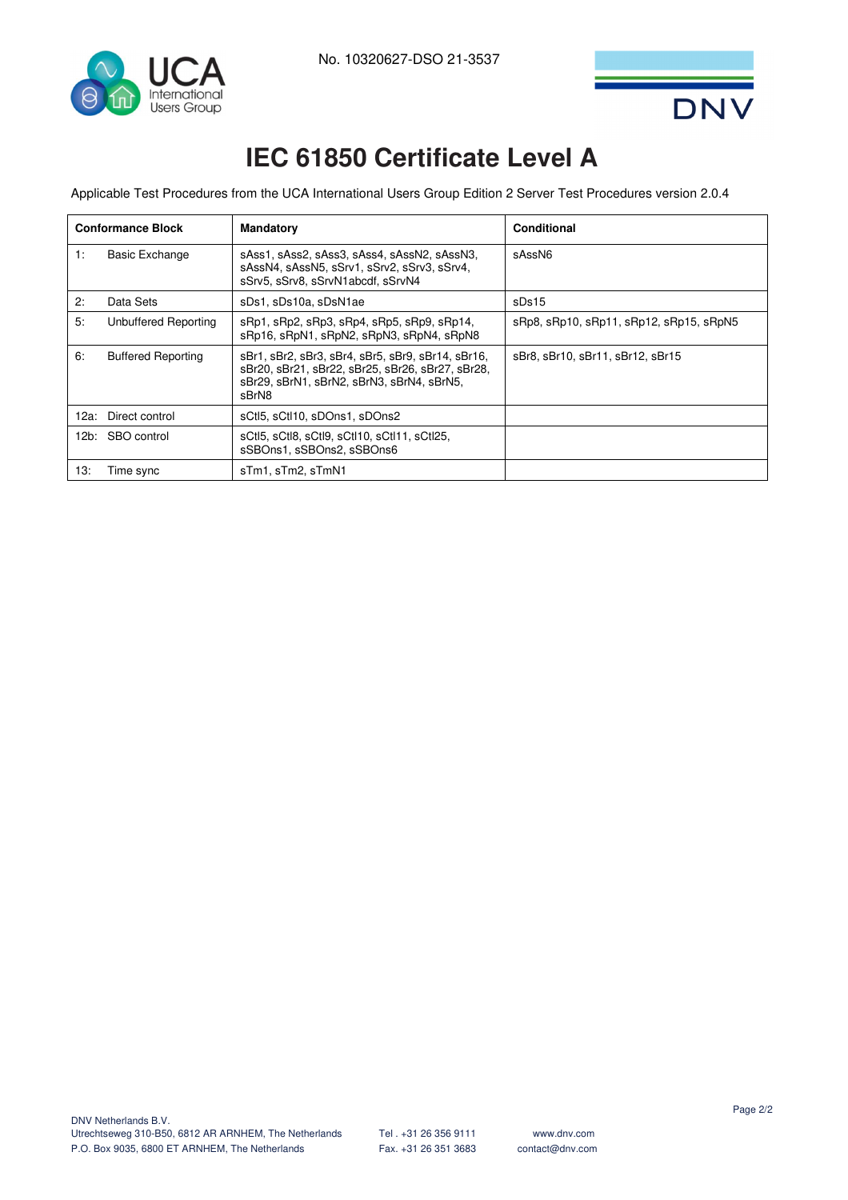No. 10320627-DSO 21-3537

# IEC 61850 Certificate Level A

Applicable Test Procedures from the UCA International Users Group Edition 2 Server Test Procedures version 2.0.4

| Conformance Block | Mandatory | Conditional |
|---|---|---|
| 1: Basic Exchange | sAss1, sAss2, sAss3, sAss4, sAssN2, sAssN3, sAssN4, sAssN5, sSrv1, sSrv2, sSrv3, sSrv4, sSrv5, sSrv8, sSrvN1abcdf, sSrvN4 | sAssN6 |
| 2: Data Sets | sDs1, sDs10a, sDsN1ae | sDs15 |
| 5: Unbuffered Reporting | sRp1, sRp2, sRp3, sRp4, sRp5, sRp9, sRp14, sRp16, sRpN1, sRpN2, sRpN3, sRpN4, sRpN8 | sRp8, sRp10, sRp11, sRp12, sRp15, sRpN5 |
| 6: Buffered Reporting | sBr1, sBr2, sBr3, sBr4, sBr5, sBr9, sBr14, sBr16, sBr20, sBr21, sBr22, sBr25, sBr26, sBr27, sBr28, sBr29, sBrN1, sBrN2, sBrN3, sBrN4, sBrN5, sBrN8 | sBr8, sBr10, sBr11, sBr12, sBr15 |
| 12a: Direct control | sCtl5, sCtl10, sDOns1, sDOns2 | |
| 12b: SBO control | sCtl5, sCtl8, sCtl9, sCtl10, sCtl11, sCtl25, sSBOns1, sSBOns2, sSBOns6 | |
| 13: Time sync | sTm1, sTm2, sTmN1 | |

DNV Netherlands B.V.
Utrechtseweg 310-B50, 6812 AR ARNHEM, The Netherlands
P.O. Box 9035, 6800 ET ARNHEM, The Netherlands

Tel . +31 26 356 9111
Fax. +31 26 351 3683

www.dnv.com
contact@dnv.com